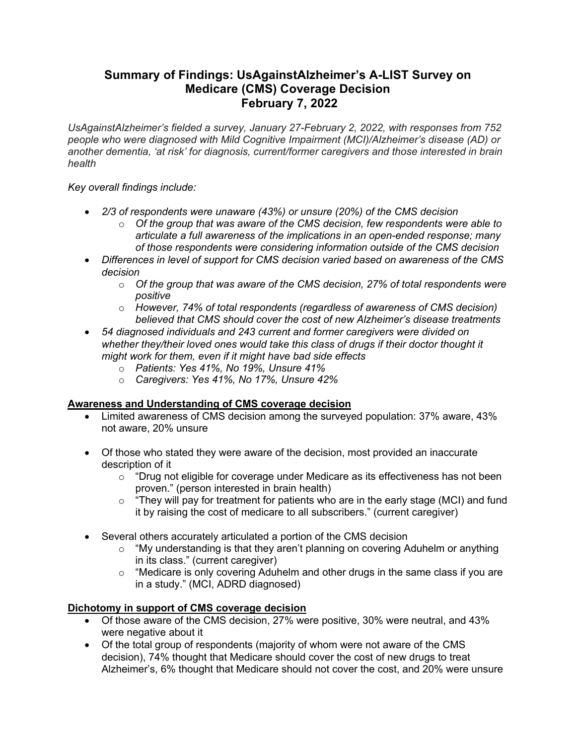# Summary of Findings: UsAgainstAlzheimer's A-LIST Survey on Medicare (CMS) Coverage Decision
## February 7, 2022

*UsAgainstAlzheimer's fielded a survey, January 27-February 2, 2022, with responses from 752 people who were diagnosed with Mild Cognitive Impairment (MCI)/Alzheimer's disease (AD) or another dementia, 'at risk' for diagnosis, current/former caregivers and those interested in brain health*

*Key overall findings include:*

- *2/3 of respondents were unaware (43%) or unsure (20%) of the CMS decision*
  - *Of the group that was aware of the CMS decision, few respondents were able to articulate a full awareness of the implications in an open-ended response; many of those respondents were considering information outside of the CMS decision*
- *Differences in level of support for CMS decision varied based on awareness of the CMS decision*
  - *Of the group that was aware of the CMS decision, 27% of total respondents were positive*
  - *However, 74% of total respondents (regardless of awareness of CMS decision) believed that CMS should cover the cost of new Alzheimer's disease treatments*
- *54 diagnosed individuals and 243 current and former caregivers were divided on whether they/their loved ones would take this class of drugs if their doctor thought it might work for them, even if it might have bad side effects*
  - *Patients: Yes 41%, No 19%, Unsure 41%*
  - *Caregivers: Yes 41%, No 17%, Unsure 42%*

**<u>Awareness and Understanding of CMS coverage decision</u>**

- Limited awareness of CMS decision among the surveyed population: 37% aware, 43% not aware, 20% unsure

- Of those who stated they were aware of the decision, most provided an inaccurate description of it
  - "Drug not eligible for coverage under Medicare as its effectiveness has not been proven." (person interested in brain health)
  - "They will pay for treatment for patients who are in the early stage (MCI) and fund it by raising the cost of medicare to all subscribers." (current caregiver)

- Several others accurately articulated a portion of the CMS decision
  - "My understanding is that they aren't planning on covering Aduhelm or anything in its class." (current caregiver)
  - "Medicare is only covering Aduhelm and other drugs in the same class if you are in a study." (MCI, ADRD diagnosed)

**<u>Dichotomy in support of CMS coverage decision</u>**

- Of those aware of the CMS decision, 27% were positive, 30% were neutral, and 43% were negative about it
- Of the total group of respondents (majority of whom were not aware of the CMS decision), 74% thought that Medicare should cover the cost of new drugs to treat Alzheimer's, 6% thought that Medicare should not cover the cost, and 20% were unsure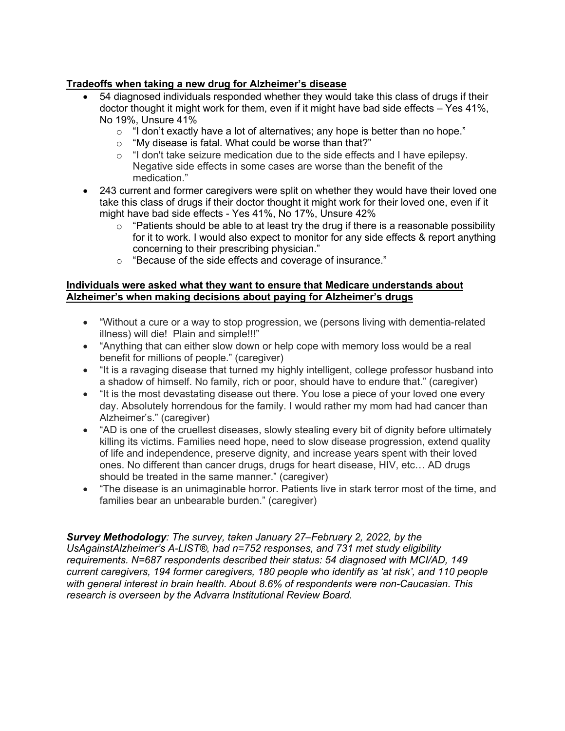**<u>Tradeoffs when taking a new drug for Alzheimer's disease</u>**

- 54 diagnosed individuals responded whether they would take this class of drugs if their doctor thought it might work for them, even if it might have bad side effects – Yes 41%, No 19%, Unsure 41%
  - "I don't exactly have a lot of alternatives; any hope is better than no hope."
  - "My disease is fatal. What could be worse than that?"
  - "I don't take seizure medication due to the side effects and I have epilepsy. Negative side effects in some cases are worse than the benefit of the medication."
- 243 current and former caregivers were split on whether they would have their loved one take this class of drugs if their doctor thought it might work for their loved one, even if it might have bad side effects - Yes 41%, No 17%, Unsure 42%
  - "Patients should be able to at least try the drug if there is a reasonable possibility for it to work. I would also expect to monitor for any side effects & report anything concerning to their prescribing physician."
  - "Because of the side effects and coverage of insurance."

**<u>Individuals were asked what they want to ensure that Medicare understands about Alzheimer's when making decisions about paying for Alzheimer's drugs</u>**

- "Without a cure or a way to stop progression, we (persons living with dementia-related illness) will die! Plain and simple!!!"
- "Anything that can either slow down or help cope with memory loss would be a real benefit for millions of people." (caregiver)
- "It is a ravaging disease that turned my highly intelligent, college professor husband into a shadow of himself. No family, rich or poor, should have to endure that." (caregiver)
- "It is the most devastating disease out there. You lose a piece of your loved one every day. Absolutely horrendous for the family. I would rather my mom had had cancer than Alzheimer's." (caregiver)
- "AD is one of the cruellest diseases, slowly stealing every bit of dignity before ultimately killing its victims. Families need hope, need to slow disease progression, extend quality of life and independence, preserve dignity, and increase years spent with their loved ones. No different than cancer drugs, drugs for heart disease, HIV, etc… AD drugs should be treated in the same manner." (caregiver)
- "The disease is an unimaginable horror. Patients live in stark terror most of the time, and families bear an unbearable burden." (caregiver)

***Survey Methodology**: The survey, taken January 27–February 2, 2022, by the UsAgainstAlzheimer's A-LIST®, had n=752 responses, and 731 met study eligibility requirements. N=687 respondents described their status: 54 diagnosed with MCI/AD, 149 current caregivers, 194 former caregivers, 180 people who identify as 'at risk', and 110 people with general interest in brain health. About 8.6% of respondents were non-Caucasian. This research is overseen by the Advarra Institutional Review Board.*